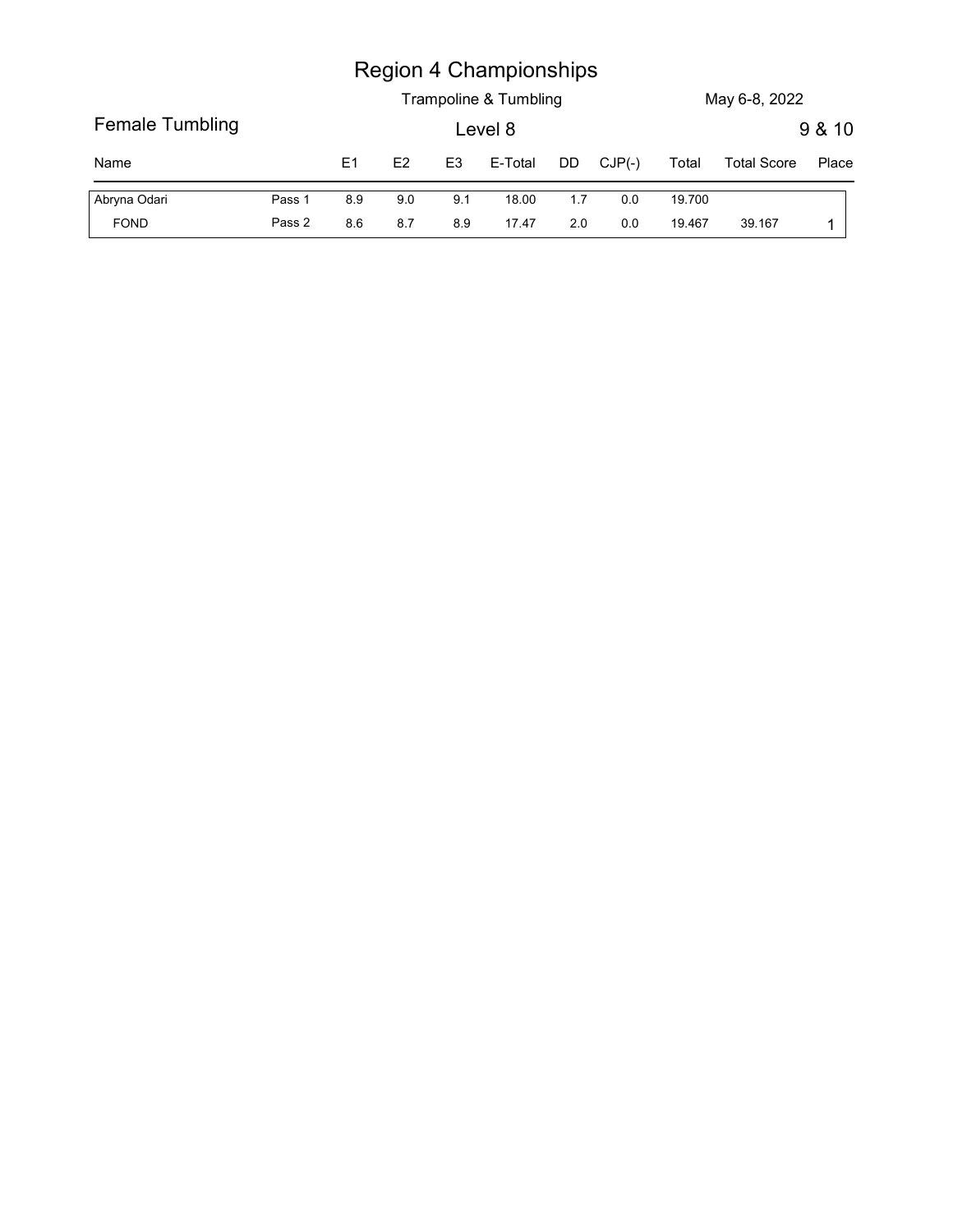# Region 4 Championships

Trampoline & Tumbling

May 6-8, 2022

## Female Tumbling

Level 8

9 & 10

| Name | | E1 | E2 | E3 | E-Total | DD | CJP(-) | Total | Total Score | Place |
|---|---|---|---|---|---|---|---|---|---|---|
| Abryna Odari | Pass 1 | 8.9 | 9.0 | 9.1 | 18.00 | 1.7 | 0.0 | 19.700 | | |
| FOND | Pass 2 | 8.6 | 8.7 | 8.9 | 17.47 | 2.0 | 0.0 | 19.467 | 39.167 | 1 |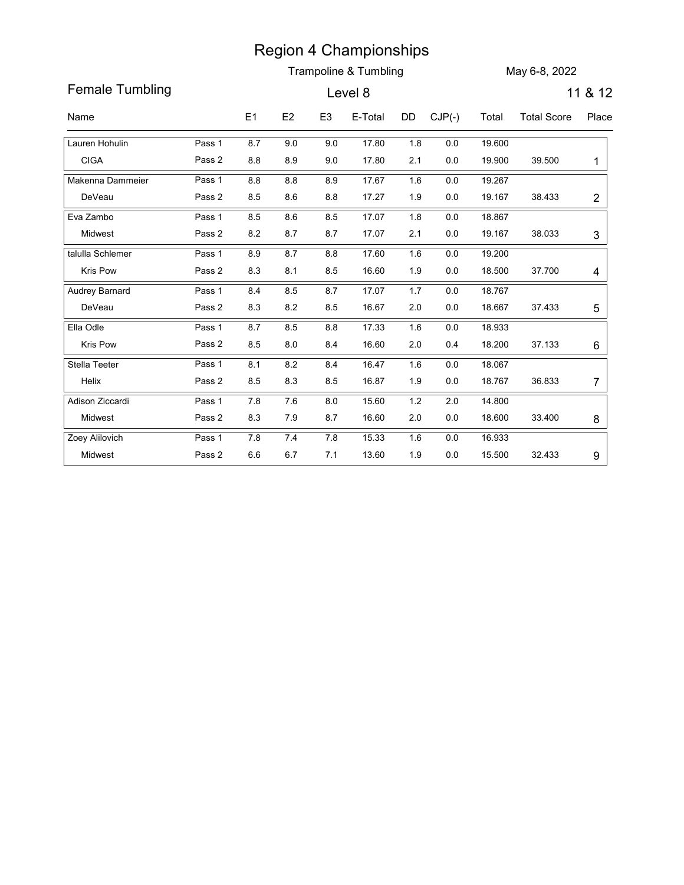# Region 4 Championships

Trampoline & Tumbling

May 6-8, 2022

## Female Tumbling

Level 8

11 & 12

| Name | | E1 | E2 | E3 | E-Total | DD | CJP(-) | Total | Total Score | Place |
|---|---|---|---|---|---|---|---|---|---|---|
| Lauren Hohulin | Pass 1 | 8.7 | 9.0 | 9.0 | 17.80 | 1.8 | 0.0 | 19.600 | | |
| CIGA | Pass 2 | 8.8 | 8.9 | 9.0 | 17.80 | 2.1 | 0.0 | 19.900 | 39.500 | 1 |
| Makenna Dammeier | Pass 1 | 8.8 | 8.8 | 8.9 | 17.67 | 1.6 | 0.0 | 19.267 | | |
| DeVeau | Pass 2 | 8.5 | 8.6 | 8.8 | 17.27 | 1.9 | 0.0 | 19.167 | 38.433 | 2 |
| Eva Zambo | Pass 1 | 8.5 | 8.6 | 8.5 | 17.07 | 1.8 | 0.0 | 18.867 | | |
| Midwest | Pass 2 | 8.2 | 8.7 | 8.7 | 17.07 | 2.1 | 0.0 | 19.167 | 38.033 | 3 |
| talulla Schlemer | Pass 1 | 8.9 | 8.7 | 8.8 | 17.60 | 1.6 | 0.0 | 19.200 | | |
| Kris Pow | Pass 2 | 8.3 | 8.1 | 8.5 | 16.60 | 1.9 | 0.0 | 18.500 | 37.700 | 4 |
| Audrey Barnard | Pass 1 | 8.4 | 8.5 | 8.7 | 17.07 | 1.7 | 0.0 | 18.767 | | |
| DeVeau | Pass 2 | 8.3 | 8.2 | 8.5 | 16.67 | 2.0 | 0.0 | 18.667 | 37.433 | 5 |
| Ella Odle | Pass 1 | 8.7 | 8.5 | 8.8 | 17.33 | 1.6 | 0.0 | 18.933 | | |
| Kris Pow | Pass 2 | 8.5 | 8.0 | 8.4 | 16.60 | 2.0 | 0.4 | 18.200 | 37.133 | 6 |
| Stella Teeter | Pass 1 | 8.1 | 8.2 | 8.4 | 16.47 | 1.6 | 0.0 | 18.067 | | |
| Helix | Pass 2 | 8.5 | 8.3 | 8.5 | 16.87 | 1.9 | 0.0 | 18.767 | 36.833 | 7 |
| Adison Ziccardi | Pass 1 | 7.8 | 7.6 | 8.0 | 15.60 | 1.2 | 2.0 | 14.800 | | |
| Midwest | Pass 2 | 8.3 | 7.9 | 8.7 | 16.60 | 2.0 | 0.0 | 18.600 | 33.400 | 8 |
| Zoey Alilovich | Pass 1 | 7.8 | 7.4 | 7.8 | 15.33 | 1.6 | 0.0 | 16.933 | | |
| Midwest | Pass 2 | 6.6 | 6.7 | 7.1 | 13.60 | 1.9 | 0.0 | 15.500 | 32.433 | 9 |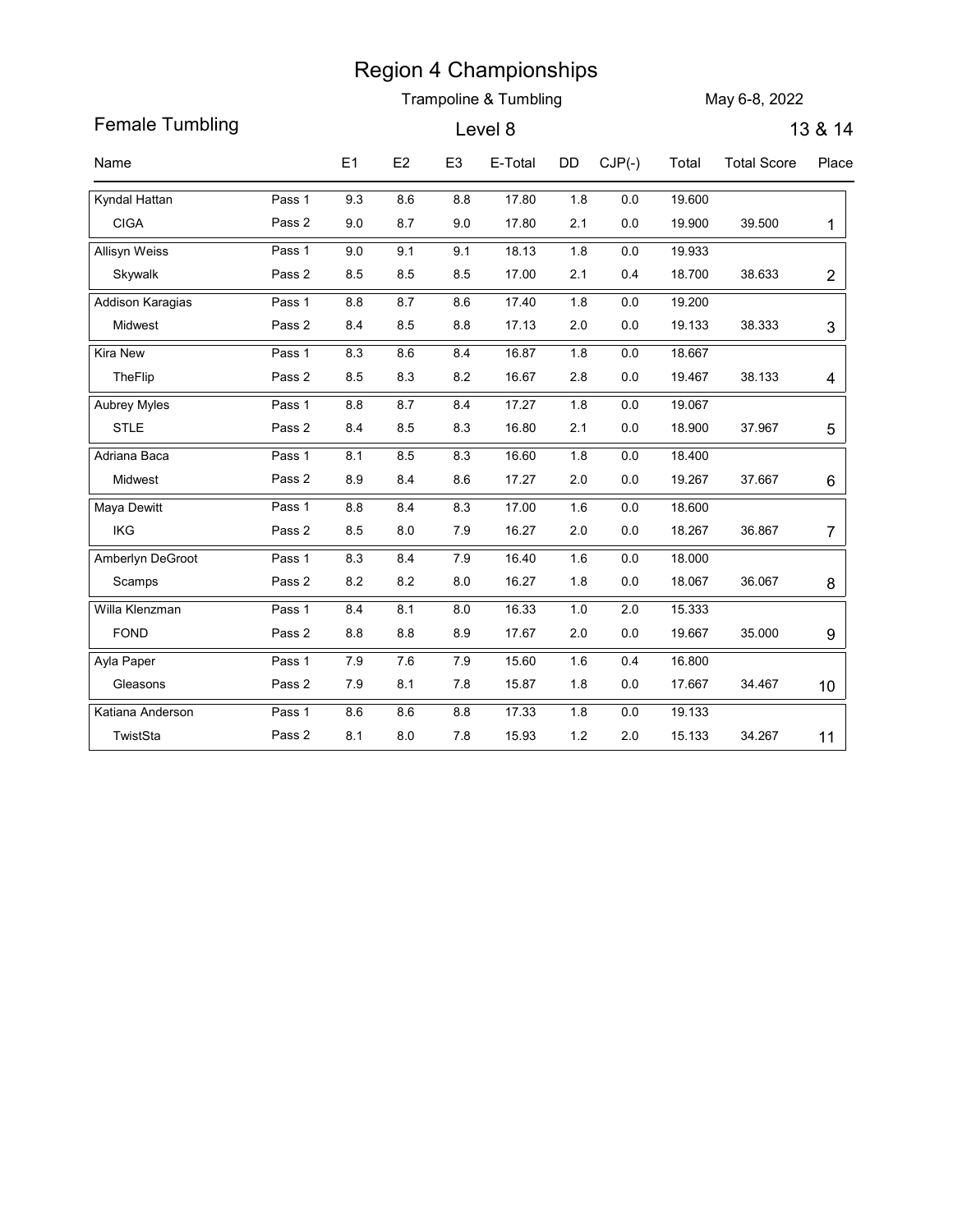# Region 4 Championships

Trampoline & Tumbling

May 6-8, 2022

## Female Tumbling

Level 8

13 & 14

| Name | | E1 | E2 | E3 | E-Total | DD | CJP(-) | Total | Total Score | Place |
|---|---|---|---|---|---|---|---|---|---|---|
| Kyndal Hattan | Pass 1 | 9.3 | 8.6 | 8.8 | 17.80 | 1.8 | 0.0 | 19.600 | | |
| CIGA | Pass 2 | 9.0 | 8.7 | 9.0 | 17.80 | 2.1 | 0.0 | 19.900 | 39.500 | 1 |
| Allisyn Weiss | Pass 1 | 9.0 | 9.1 | 9.1 | 18.13 | 1.8 | 0.0 | 19.933 | | |
| Skywalk | Pass 2 | 8.5 | 8.5 | 8.5 | 17.00 | 2.1 | 0.4 | 18.700 | 38.633 | 2 |
| Addison Karagias | Pass 1 | 8.8 | 8.7 | 8.6 | 17.40 | 1.8 | 0.0 | 19.200 | | |
| Midwest | Pass 2 | 8.4 | 8.5 | 8.8 | 17.13 | 2.0 | 0.0 | 19.133 | 38.333 | 3 |
| Kira New | Pass 1 | 8.3 | 8.6 | 8.4 | 16.87 | 1.8 | 0.0 | 18.667 | | |
| TheFlip | Pass 2 | 8.5 | 8.3 | 8.2 | 16.67 | 2.8 | 0.0 | 19.467 | 38.133 | 4 |
| Aubrey Myles | Pass 1 | 8.8 | 8.7 | 8.4 | 17.27 | 1.8 | 0.0 | 19.067 | | |
| STLE | Pass 2 | 8.4 | 8.5 | 8.3 | 16.80 | 2.1 | 0.0 | 18.900 | 37.967 | 5 |
| Adriana Baca | Pass 1 | 8.1 | 8.5 | 8.3 | 16.60 | 1.8 | 0.0 | 18.400 | | |
| Midwest | Pass 2 | 8.9 | 8.4 | 8.6 | 17.27 | 2.0 | 0.0 | 19.267 | 37.667 | 6 |
| Maya Dewitt | Pass 1 | 8.8 | 8.4 | 8.3 | 17.00 | 1.6 | 0.0 | 18.600 | | |
| IKG | Pass 2 | 8.5 | 8.0 | 7.9 | 16.27 | 2.0 | 0.0 | 18.267 | 36.867 | 7 |
| Amberlyn DeGroot | Pass 1 | 8.3 | 8.4 | 7.9 | 16.40 | 1.6 | 0.0 | 18.000 | | |
| Scamps | Pass 2 | 8.2 | 8.2 | 8.0 | 16.27 | 1.8 | 0.0 | 18.067 | 36.067 | 8 |
| Willa Klenzman | Pass 1 | 8.4 | 8.1 | 8.0 | 16.33 | 1.0 | 2.0 | 15.333 | | |
| FOND | Pass 2 | 8.8 | 8.8 | 8.9 | 17.67 | 2.0 | 0.0 | 19.667 | 35.000 | 9 |
| Ayla Paper | Pass 1 | 7.9 | 7.6 | 7.9 | 15.60 | 1.6 | 0.4 | 16.800 | | |
| Gleasons | Pass 2 | 7.9 | 8.1 | 7.8 | 15.87 | 1.8 | 0.0 | 17.667 | 34.467 | 10 |
| Katiana Anderson | Pass 1 | 8.6 | 8.6 | 8.8 | 17.33 | 1.8 | 0.0 | 19.133 | | |
| TwistSta | Pass 2 | 8.1 | 8.0 | 7.8 | 15.93 | 1.2 | 2.0 | 15.133 | 34.267 | 11 |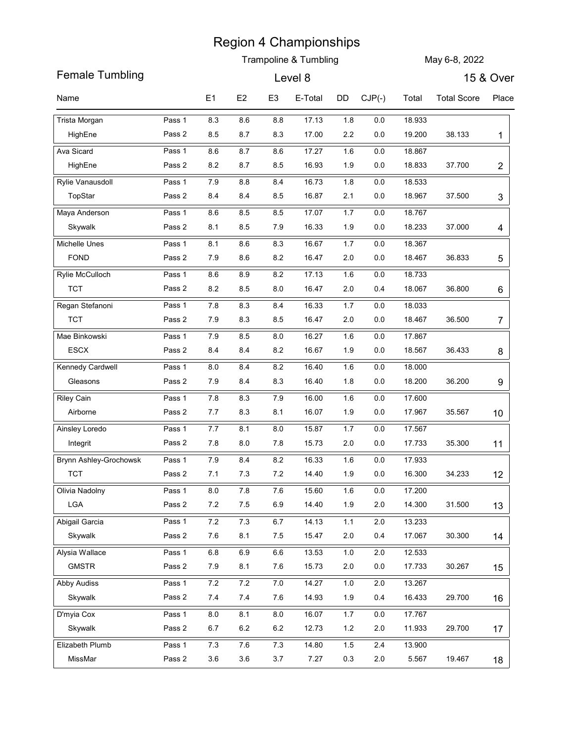# Region 4 Championships

Trampoline & Tumbling

May 6-8, 2022

## Female Tumbling

Level 8

15 & Over

| Name | | E1 | E2 | E3 | E-Total | DD | CJP(-) | Total | Total Score | Place |
|---|---|---|---|---|---|---|---|---|---|---|
| Trista Morgan | Pass 1 | 8.3 | 8.6 | 8.8 | 17.13 | 1.8 | 0.0 | 18.933 | | |
| HighEne | Pass 2 | 8.5 | 8.7 | 8.3 | 17.00 | 2.2 | 0.0 | 19.200 | 38.133 | 1 |
| Ava Sicard | Pass 1 | 8.6 | 8.7 | 8.6 | 17.27 | 1.6 | 0.0 | 18.867 | | |
| HighEne | Pass 2 | 8.2 | 8.7 | 8.5 | 16.93 | 1.9 | 0.0 | 18.833 | 37.700 | 2 |
| Rylie Vanausdoll | Pass 1 | 7.9 | 8.8 | 8.4 | 16.73 | 1.8 | 0.0 | 18.533 | | |
| TopStar | Pass 2 | 8.4 | 8.4 | 8.5 | 16.87 | 2.1 | 0.0 | 18.967 | 37.500 | 3 |
| Maya Anderson | Pass 1 | 8.6 | 8.5 | 8.5 | 17.07 | 1.7 | 0.0 | 18.767 | | |
| Skywalk | Pass 2 | 8.1 | 8.5 | 7.9 | 16.33 | 1.9 | 0.0 | 18.233 | 37.000 | 4 |
| Michelle Unes | Pass 1 | 8.1 | 8.6 | 8.3 | 16.67 | 1.7 | 0.0 | 18.367 | | |
| FOND | Pass 2 | 7.9 | 8.6 | 8.2 | 16.47 | 2.0 | 0.0 | 18.467 | 36.833 | 5 |
| Rylie McCulloch | Pass 1 | 8.6 | 8.9 | 8.2 | 17.13 | 1.6 | 0.0 | 18.733 | | |
| TCT | Pass 2 | 8.2 | 8.5 | 8.0 | 16.47 | 2.0 | 0.4 | 18.067 | 36.800 | 6 |
| Regan Stefanoni | Pass 1 | 7.8 | 8.3 | 8.4 | 16.33 | 1.7 | 0.0 | 18.033 | | |
| TCT | Pass 2 | 7.9 | 8.3 | 8.5 | 16.47 | 2.0 | 0.0 | 18.467 | 36.500 | 7 |
| Mae Binkowski | Pass 1 | 7.9 | 8.5 | 8.0 | 16.27 | 1.6 | 0.0 | 17.867 | | |
| ESCX | Pass 2 | 8.4 | 8.4 | 8.2 | 16.67 | 1.9 | 0.0 | 18.567 | 36.433 | 8 |
| Kennedy Cardwell | Pass 1 | 8.0 | 8.4 | 8.2 | 16.40 | 1.6 | 0.0 | 18.000 | | |
| Gleasons | Pass 2 | 7.9 | 8.4 | 8.3 | 16.40 | 1.8 | 0.0 | 18.200 | 36.200 | 9 |
| Riley Cain | Pass 1 | 7.8 | 8.3 | 7.9 | 16.00 | 1.6 | 0.0 | 17.600 | | |
| Airborne | Pass 2 | 7.7 | 8.3 | 8.1 | 16.07 | 1.9 | 0.0 | 17.967 | 35.567 | 10 |
| Ainsley Loredo | Pass 1 | 7.7 | 8.1 | 8.0 | 15.87 | 1.7 | 0.0 | 17.567 | | |
| Integrit | Pass 2 | 7.8 | 8.0 | 7.8 | 15.73 | 2.0 | 0.0 | 17.733 | 35.300 | 11 |
| Brynn Ashley-Grochowsk | Pass 1 | 7.9 | 8.4 | 8.2 | 16.33 | 1.6 | 0.0 | 17.933 | | |
| TCT | Pass 2 | 7.1 | 7.3 | 7.2 | 14.40 | 1.9 | 0.0 | 16.300 | 34.233 | 12 |
| Olivia Nadolny | Pass 1 | 8.0 | 7.8 | 7.6 | 15.60 | 1.6 | 0.0 | 17.200 | | |
| LGA | Pass 2 | 7.2 | 7.5 | 6.9 | 14.40 | 1.9 | 2.0 | 14.300 | 31.500 | 13 |
| Abigail Garcia | Pass 1 | 7.2 | 7.3 | 6.7 | 14.13 | 1.1 | 2.0 | 13.233 | | |
| Skywalk | Pass 2 | 7.6 | 8.1 | 7.5 | 15.47 | 2.0 | 0.4 | 17.067 | 30.300 | 14 |
| Alysia Wallace | Pass 1 | 6.8 | 6.9 | 6.6 | 13.53 | 1.0 | 2.0 | 12.533 | | |
| GMSTR | Pass 2 | 7.9 | 8.1 | 7.6 | 15.73 | 2.0 | 0.0 | 17.733 | 30.267 | 15 |
| Abby Audiss | Pass 1 | 7.2 | 7.2 | 7.0 | 14.27 | 1.0 | 2.0 | 13.267 | | |
| Skywalk | Pass 2 | 7.4 | 7.4 | 7.6 | 14.93 | 1.9 | 0.4 | 16.433 | 29.700 | 16 |
| D'myia Cox | Pass 1 | 8.0 | 8.1 | 8.0 | 16.07 | 1.7 | 0.0 | 17.767 | | |
| Skywalk | Pass 2 | 6.7 | 6.2 | 6.2 | 12.73 | 1.2 | 2.0 | 11.933 | 29.700 | 17 |
| Elizabeth Plumb | Pass 1 | 7.3 | 7.6 | 7.3 | 14.80 | 1.5 | 2.4 | 13.900 | | |
| MissMar | Pass 2 | 3.6 | 3.6 | 3.7 | 7.27 | 0.3 | 2.0 | 5.567 | 19.467 | 18 |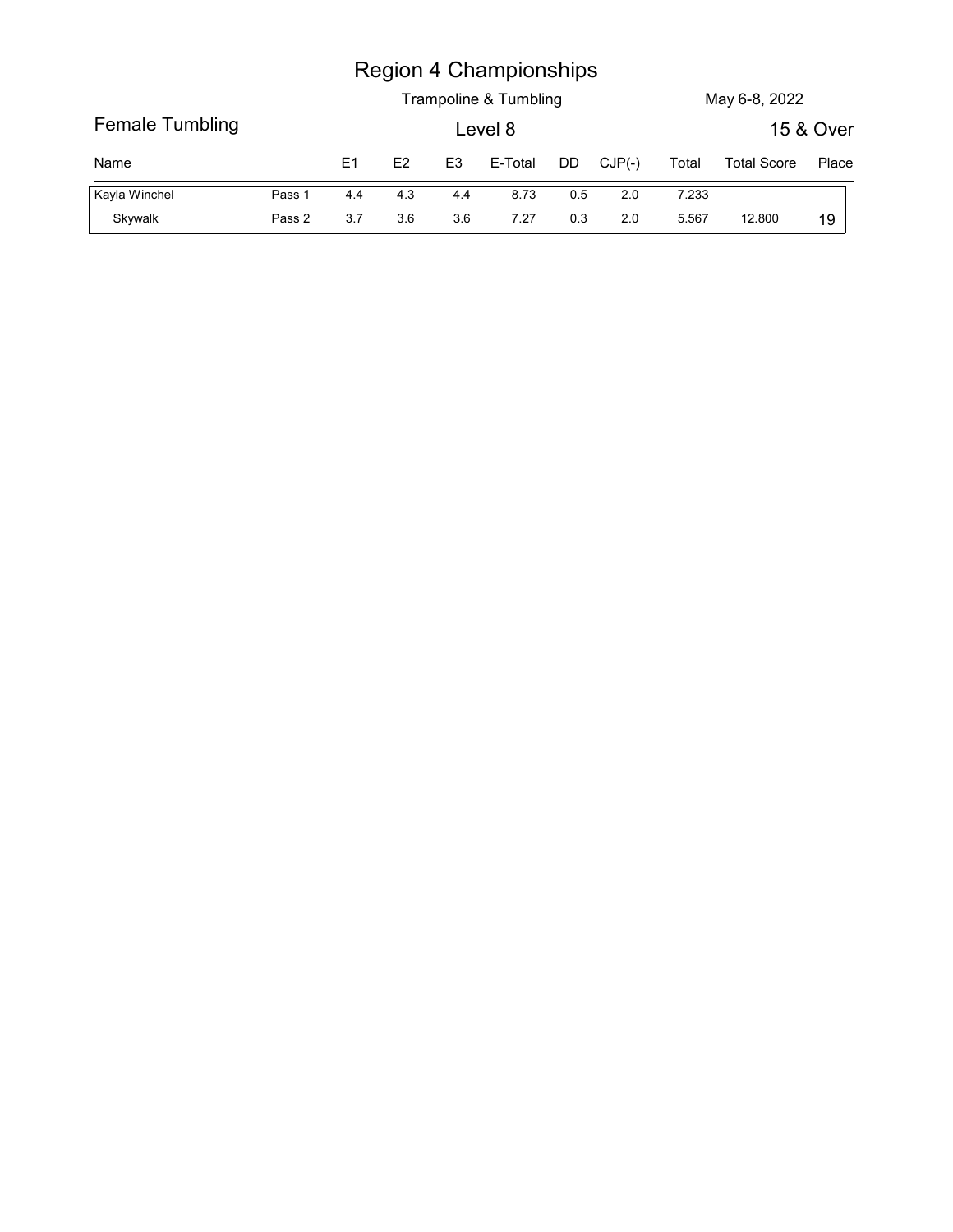# Region 4 Championships

Trampoline & Tumbling

May 6-8, 2022

## Female Tumbling

Level 8

15 & Over

| Name | | E1 | E2 | E3 | E-Total | DD | CJP(-) | Total | Total Score | Place |
|---|---|---|---|---|---|---|---|---|---|---|
| Kayla Winchel | Pass 1 | 4.4 | 4.3 | 4.4 | 8.73 | 0.5 | 2.0 | 7.233 | | |
| Skywalk | Pass 2 | 3.7 | 3.6 | 3.6 | 7.27 | 0.3 | 2.0 | 5.567 | 12.800 | 19 |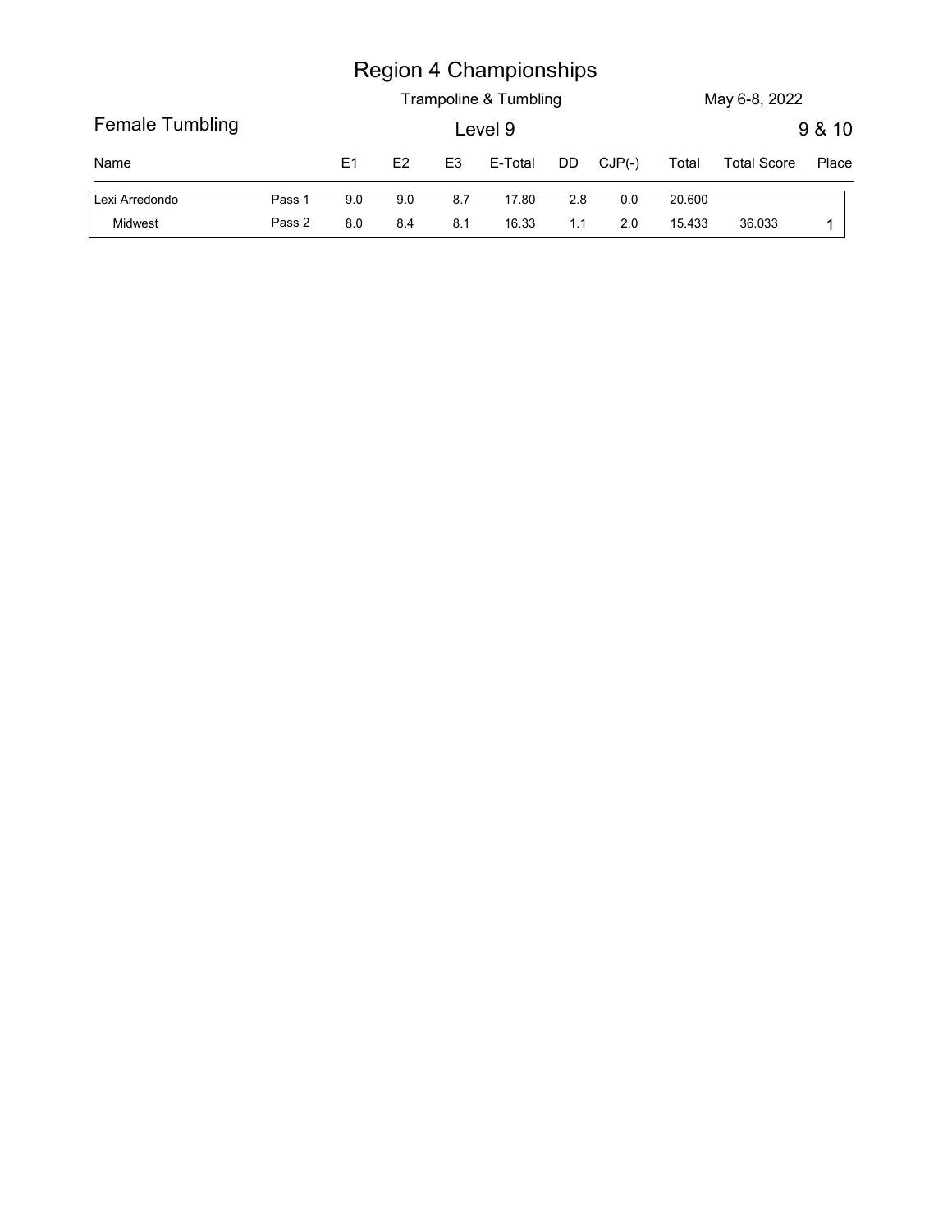# Region 4 Championships

Trampoline & Tumbling

May 6-8, 2022

## Female Tumbling

Level 9

9 & 10

| Name | | E1 | E2 | E3 | E-Total | DD | CJP(-) | Total | Total Score | Place |
|---|---|---|---|---|---|---|---|---|---|---|
| Lexi Arredondo | Pass 1 | 9.0 | 9.0 | 8.7 | 17.80 | 2.8 | 0.0 | 20.600 | | |
| Midwest | Pass 2 | 8.0 | 8.4 | 8.1 | 16.33 | 1.1 | 2.0 | 15.433 | 36.033 | 1 |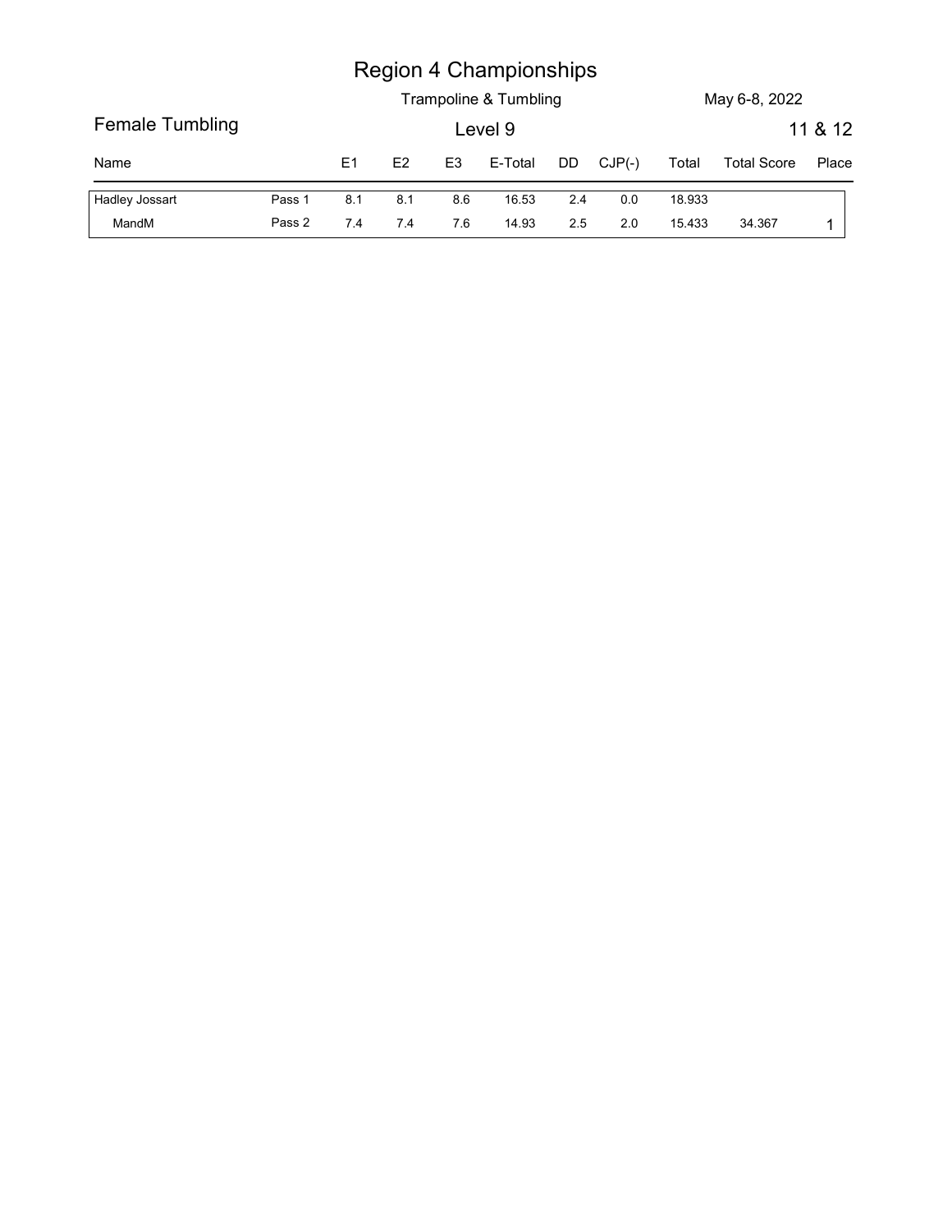# Region 4 Championships

Trampoline & Tumbling

May 6-8, 2022

## Female Tumbling

Level 9

11 & 12

| Name | | E1 | E2 | E3 | E-Total | DD | CJP(-) | Total | Total Score | Place |
|---|---|---|---|---|---|---|---|---|---|---|
| Hadley Jossart | Pass 1 | 8.1 | 8.1 | 8.6 | 16.53 | 2.4 | 0.0 | 18.933 | | |
| MandM | Pass 2 | 7.4 | 7.4 | 7.6 | 14.93 | 2.5 | 2.0 | 15.433 | 34.367 | 1 |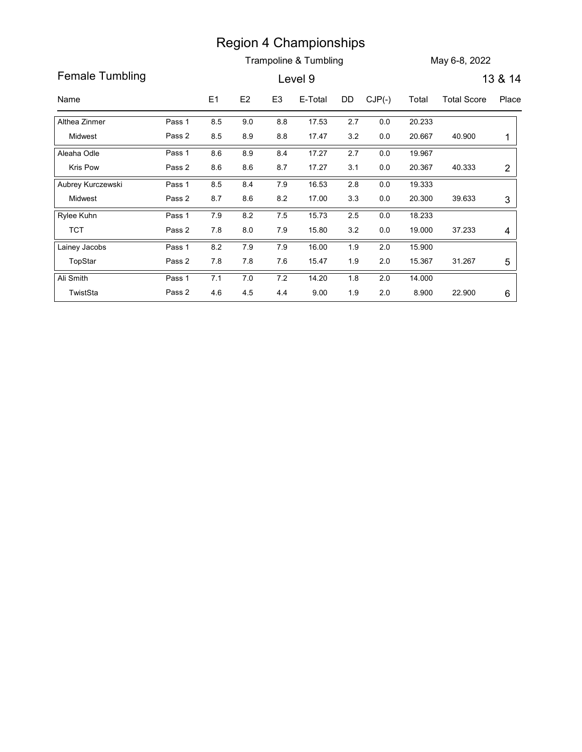# Region 4 Championships

Trampoline & Tumbling — May 6-8, 2022

## Female Tumbling — Level 9 — 13 & 14

| Name | | E1 | E2 | E3 | E-Total | DD | CJP(-) | Total | Total Score | Place |
|---|---|---|---|---|---|---|---|---|---|---|
| Althea Zinmer | Pass 1 | 8.5 | 9.0 | 8.8 | 17.53 | 2.7 | 0.0 | 20.233 | | |
| Midwest | Pass 2 | 8.5 | 8.9 | 8.8 | 17.47 | 3.2 | 0.0 | 20.667 | 40.900 | 1 |
| Aleaha Odle | Pass 1 | 8.6 | 8.9 | 8.4 | 17.27 | 2.7 | 0.0 | 19.967 | | |
| Kris Pow | Pass 2 | 8.6 | 8.6 | 8.7 | 17.27 | 3.1 | 0.0 | 20.367 | 40.333 | 2 |
| Aubrey Kurczewski | Pass 1 | 8.5 | 8.4 | 7.9 | 16.53 | 2.8 | 0.0 | 19.333 | | |
| Midwest | Pass 2 | 8.7 | 8.6 | 8.2 | 17.00 | 3.3 | 0.0 | 20.300 | 39.633 | 3 |
| Rylee Kuhn | Pass 1 | 7.9 | 8.2 | 7.5 | 15.73 | 2.5 | 0.0 | 18.233 | | |
| TCT | Pass 2 | 7.8 | 8.0 | 7.9 | 15.80 | 3.2 | 0.0 | 19.000 | 37.233 | 4 |
| Lainey Jacobs | Pass 1 | 8.2 | 7.9 | 7.9 | 16.00 | 1.9 | 2.0 | 15.900 | | |
| TopStar | Pass 2 | 7.8 | 7.8 | 7.6 | 15.47 | 1.9 | 2.0 | 15.367 | 31.267 | 5 |
| Ali Smith | Pass 1 | 7.1 | 7.0 | 7.2 | 14.20 | 1.8 | 2.0 | 14.000 | | |
| TwistSta | Pass 2 | 4.6 | 4.5 | 4.4 | 9.00 | 1.9 | 2.0 | 8.900 | 22.900 | 6 |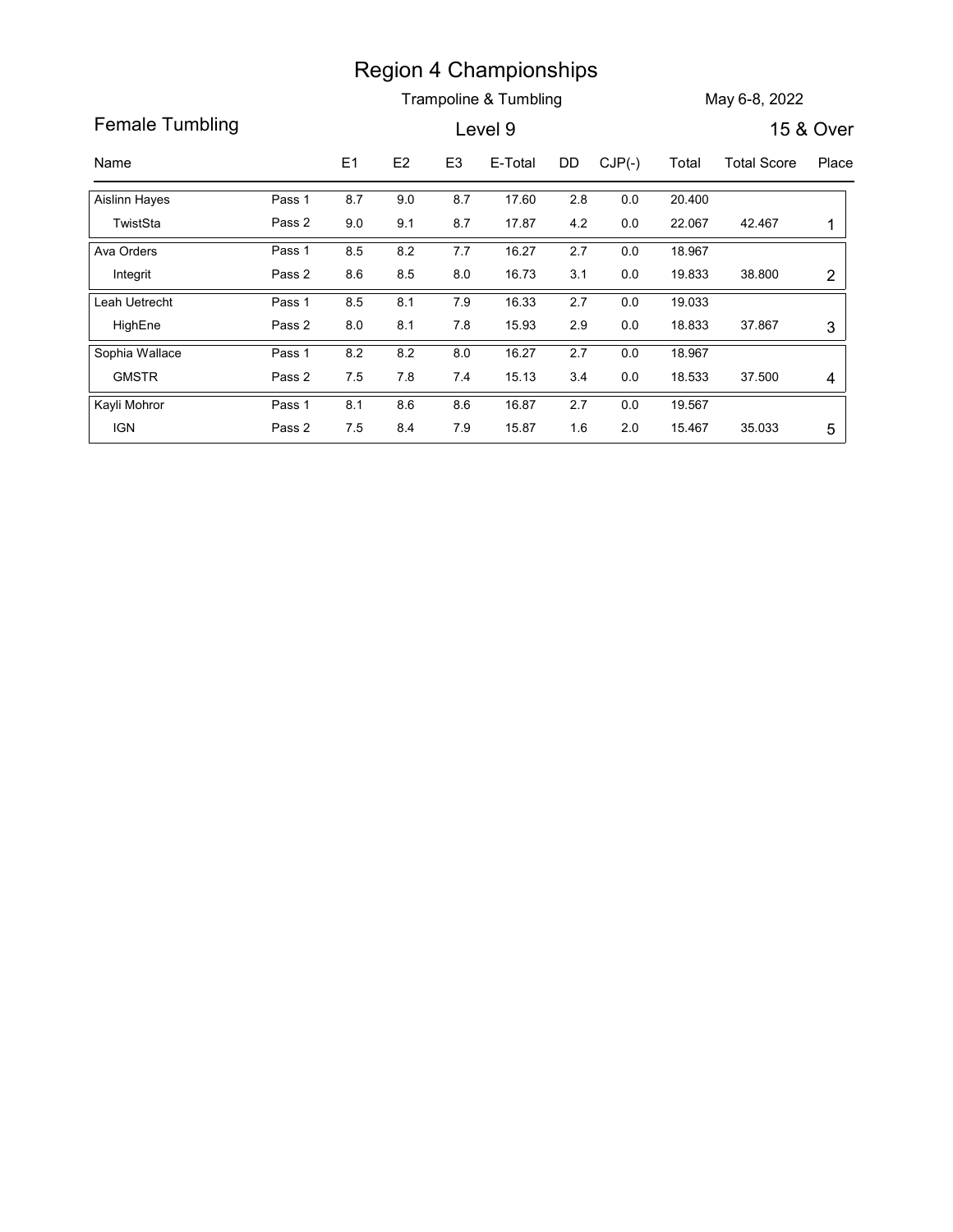# Region 4 Championships

Trampoline & Tumbling

May 6-8, 2022

## Female Tumbling

Level 9

15 & Over

| Name | | E1 | E2 | E3 | E-Total | DD | CJP(-) | Total | Total Score | Place |
|---|---|---|---|---|---|---|---|---|---|---|
| Aislinn Hayes | Pass 1 | 8.7 | 9.0 | 8.7 | 17.60 | 2.8 | 0.0 | 20.400 | | |
| TwistSta | Pass 2 | 9.0 | 9.1 | 8.7 | 17.87 | 4.2 | 0.0 | 22.067 | 42.467 | 1 |
| Ava Orders | Pass 1 | 8.5 | 8.2 | 7.7 | 16.27 | 2.7 | 0.0 | 18.967 | | |
| Integrit | Pass 2 | 8.6 | 8.5 | 8.0 | 16.73 | 3.1 | 0.0 | 19.833 | 38.800 | 2 |
| Leah Uetrecht | Pass 1 | 8.5 | 8.1 | 7.9 | 16.33 | 2.7 | 0.0 | 19.033 | | |
| HighEne | Pass 2 | 8.0 | 8.1 | 7.8 | 15.93 | 2.9 | 0.0 | 18.833 | 37.867 | 3 |
| Sophia Wallace | Pass 1 | 8.2 | 8.2 | 8.0 | 16.27 | 2.7 | 0.0 | 18.967 | | |
| GMSTR | Pass 2 | 7.5 | 7.8 | 7.4 | 15.13 | 3.4 | 0.0 | 18.533 | 37.500 | 4 |
| Kayli Mohror | Pass 1 | 8.1 | 8.6 | 8.6 | 16.87 | 2.7 | 0.0 | 19.567 | | |
| IGN | Pass 2 | 7.5 | 8.4 | 7.9 | 15.87 | 1.6 | 2.0 | 15.467 | 35.033 | 5 |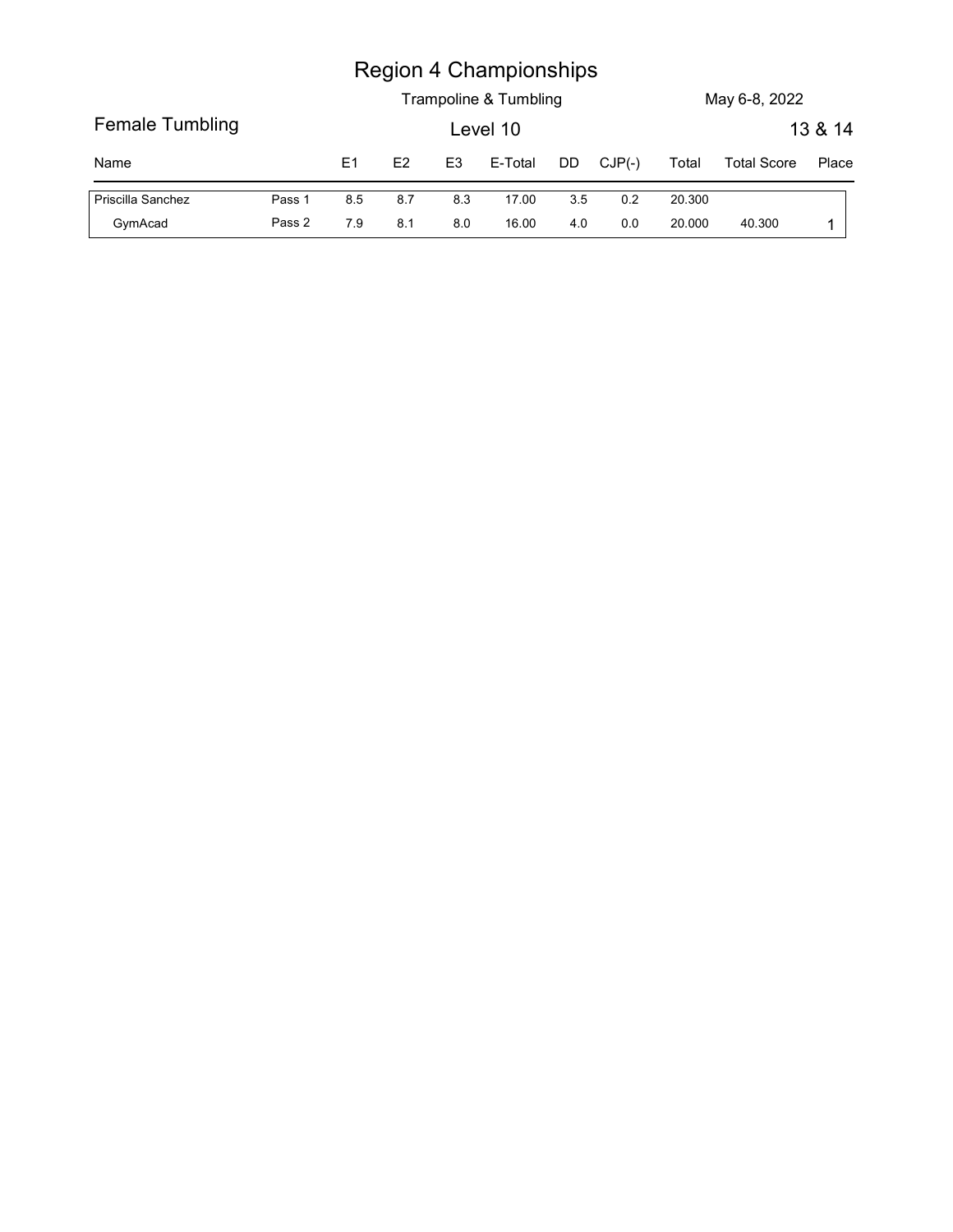# Region 4 Championships

Trampoline & Tumbling

May 6-8, 2022

## Female Tumbling

Level 10

13 & 14

| Name | | E1 | E2 | E3 | E-Total | DD | CJP(-) | Total | Total Score | Place |
|---|---|---|---|---|---|---|---|---|---|---|
| Priscilla Sanchez | Pass 1 | 8.5 | 8.7 | 8.3 | 17.00 | 3.5 | 0.2 | 20.300 | | |
| GymAcad | Pass 2 | 7.9 | 8.1 | 8.0 | 16.00 | 4.0 | 0.0 | 20.000 | 40.300 | 1 |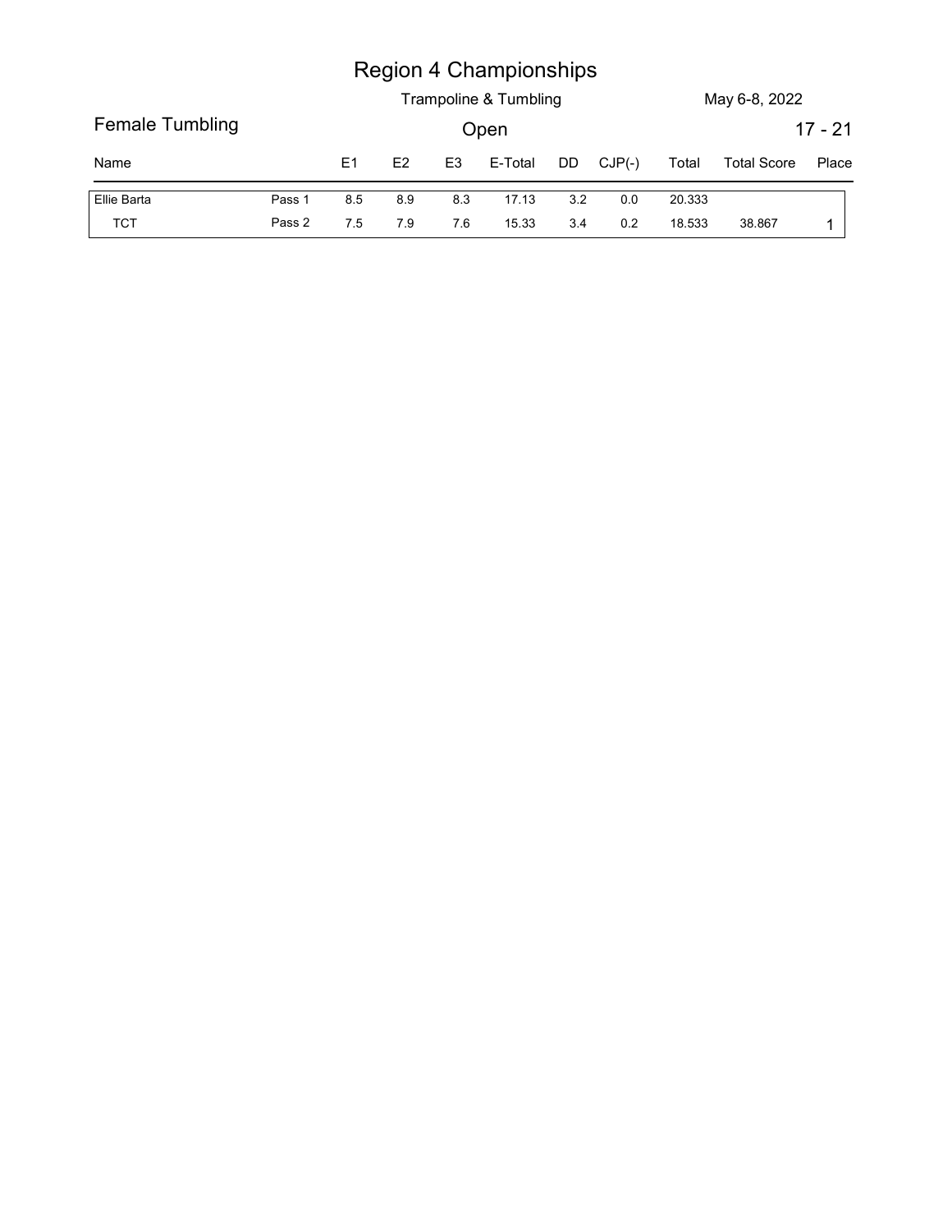# Region 4 Championships

Trampoline & Tumbling

May 6-8, 2022

## Female Tumbling

Open

17 - 21

| Name | | E1 | E2 | E3 | E-Total | DD | CJP(-) | Total | Total Score | Place |
|---|---|---|---|---|---|---|---|---|---|---|
| Ellie Barta | Pass 1 | 8.5 | 8.9 | 8.3 | 17.13 | 3.2 | 0.0 | 20.333 | | |
| TCT | Pass 2 | 7.5 | 7.9 | 7.6 | 15.33 | 3.4 | 0.2 | 18.533 | 38.867 | 1 |